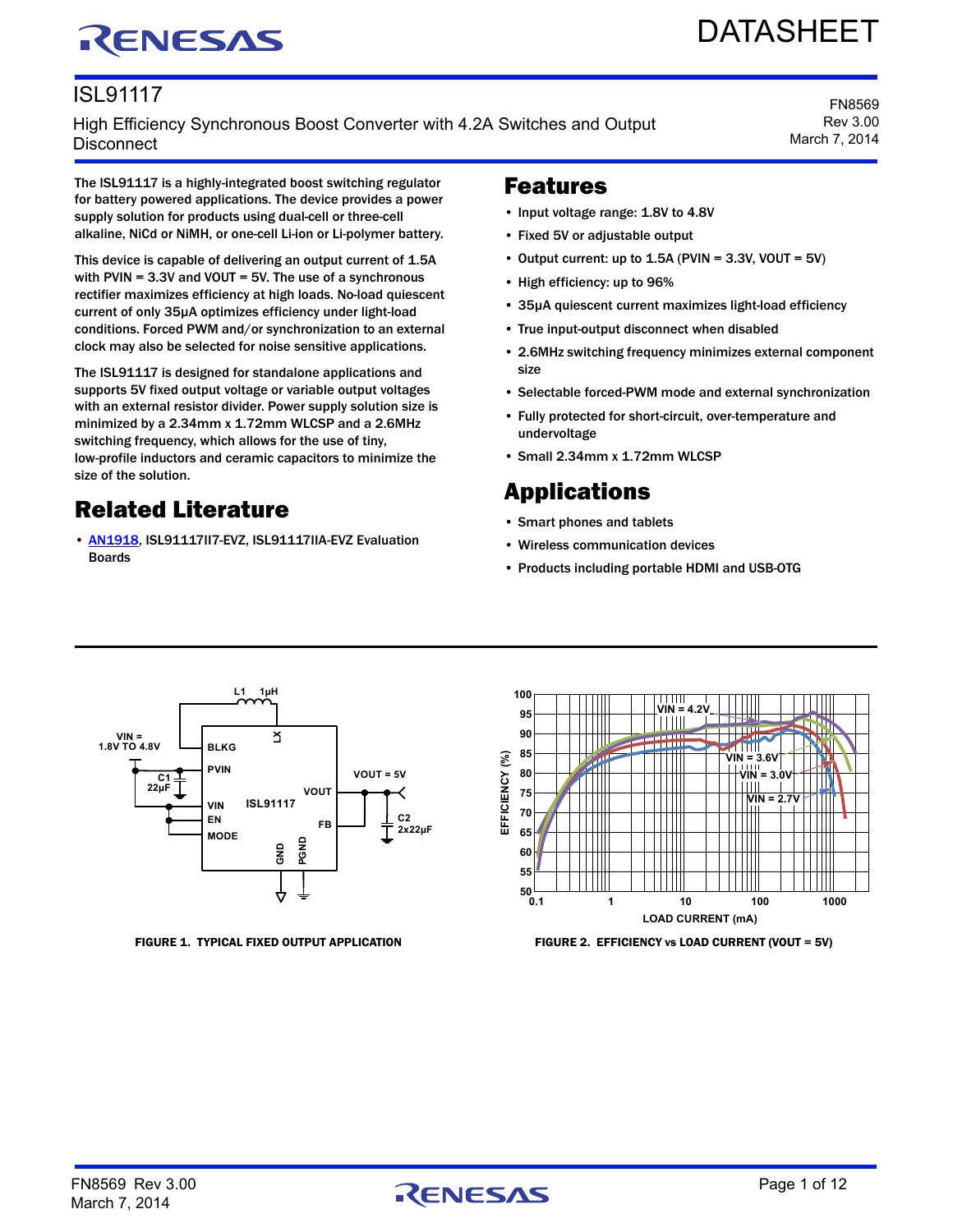# ISL91117

High Efficiency Synchronous Boost Converter with 4.2A Switches and Output Disconnect

FN8569
Rev 3.00
March 7, 2014

The ISL91117 is a highly-integrated boost switching regulator for battery powered applications. The device provides a power supply solution for products using dual-cell or three-cell alkaline, NiCd or NiMH, or one-cell Li-ion or Li-polymer battery.

This device is capable of delivering an output current of 1.5A with PVIN = 3.3V and VOUT = 5V. The use of a synchronous rectifier maximizes efficiency at high loads. No-load quiescent current of only 35µA optimizes efficiency under light-load conditions. Forced PWM and/or synchronization to an external clock may also be selected for noise sensitive applications.

The ISL91117 is designed for standalone applications and supports 5V fixed output voltage or variable output voltages with an external resistor divider. Power supply solution size is minimized by a 2.34mm x 1.72mm WLCSP and a 2.6MHz switching frequency, which allows for the use of tiny, low-profile inductors and ceramic capacitors to minimize the size of the solution.

## Related Literature

- AN1918, ISL91117II7-EVZ, ISL91117IIA-EVZ Evaluation Boards

## Features

- Input voltage range: 1.8V to 4.8V
- Fixed 5V or adjustable output
- Output current: up to 1.5A (PVIN = 3.3V, VOUT = 5V)
- High efficiency: up to 96%
- 35µA quiescent current maximizes light-load efficiency
- True input-output disconnect when disabled
- 2.6MHz switching frequency minimizes external component size
- Selectable forced-PWM mode and external synchronization
- Fully protected for short-circuit, over-temperature and undervoltage
- Small 2.34mm x 1.72mm WLCSP

## Applications

- Smart phones and tablets
- Wireless communication devices
- Products including portable HDMI and USB-OTG

FIGURE 1. TYPICAL FIXED OUTPUT APPLICATION

FIGURE 2. EFFICIENCY vs LOAD CURRENT (VOUT = 5V)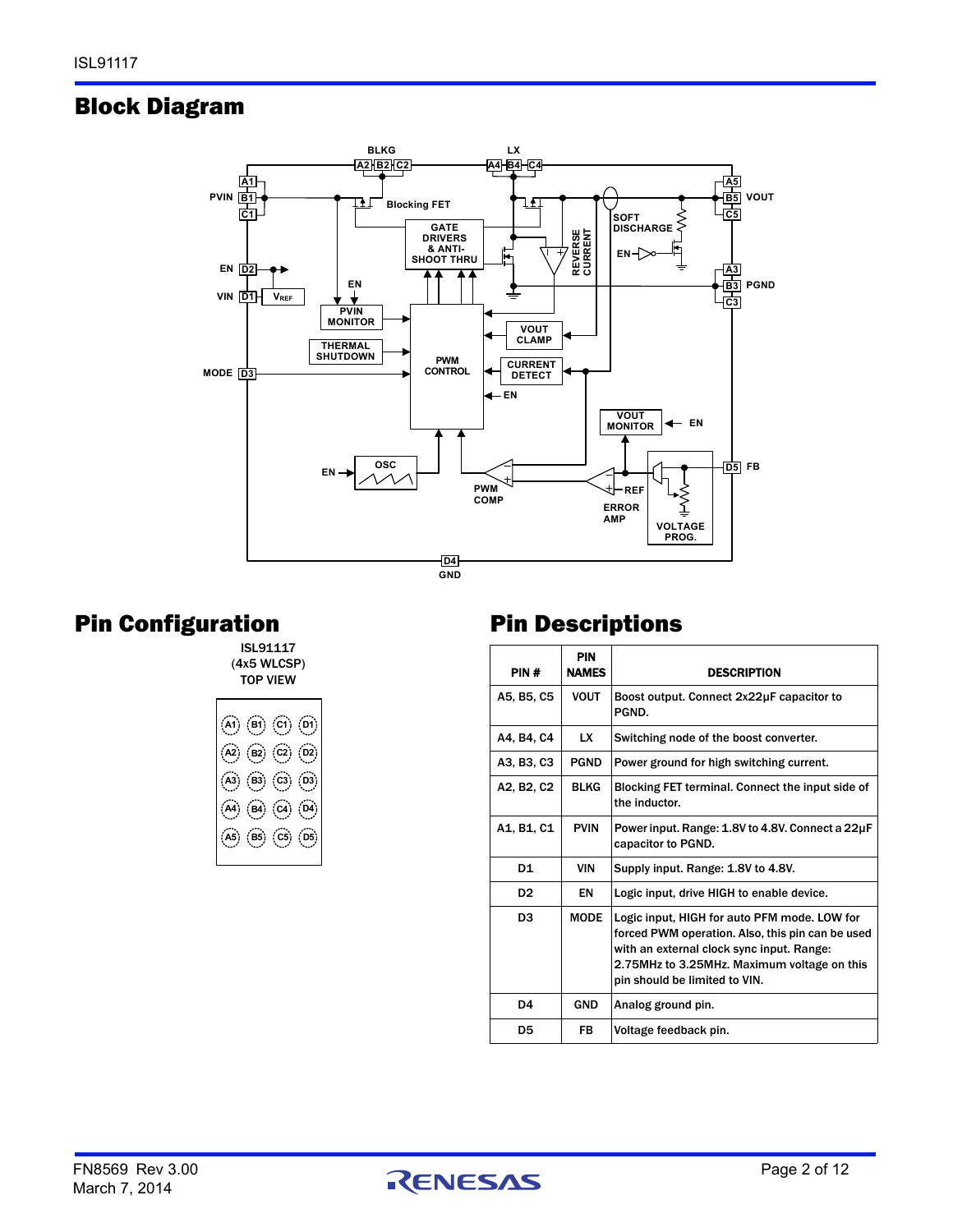## Block Diagram

## Pin Configuration

ISL91117
(4x5 WLCSP)
TOP VIEW

| | | | |
|---|---|---|---|
| A1 | B1 | C1 | D1 |
| A2 | B2 | C2 | D2 |
| A3 | B3 | C3 | D3 |
| A4 | B4 | C4 | D4 |
| A5 | B5 | C5 | D5 |

## Pin Descriptions

| PIN # | PIN NAMES | DESCRIPTION |
|---|---|---|
| A5, B5, C5 | VOUT | Boost output. Connect 2x22µF capacitor to PGND. |
| A4, B4, C4 | LX | Switching node of the boost converter. |
| A3, B3, C3 | PGND | Power ground for high switching current. |
| A2, B2, C2 | BLKG | Blocking FET terminal. Connect the input side of the inductor. |
| A1, B1, C1 | PVIN | Power input. Range: 1.8V to 4.8V. Connect a 22µF capacitor to PGND. |
| D1 | VIN | Supply input. Range: 1.8V to 4.8V. |
| D2 | EN | Logic input, drive HIGH to enable device. |
| D3 | MODE | Logic input, HIGH for auto PFM mode. LOW for forced PWM operation. Also, this pin can be used with an external clock sync input. Range: 2.75MHz to 3.25MHz. Maximum voltage on this pin should be limited to VIN. |
| D4 | GND | Analog ground pin. |
| D5 | FB | Voltage feedback pin. |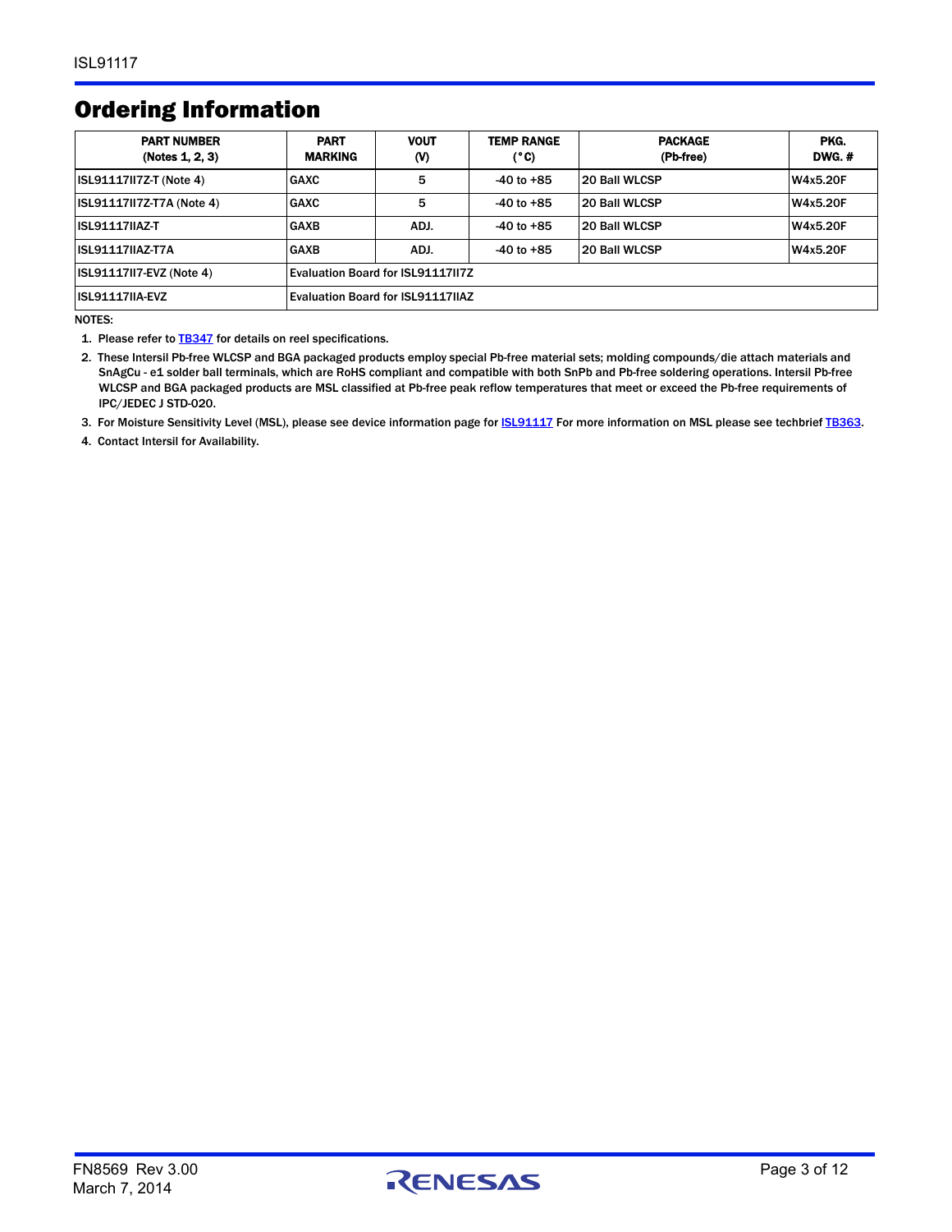## Ordering Information

| PART NUMBER (Notes 1, 2, 3) | PART MARKING | VOUT (V) | TEMP RANGE (°C) | PACKAGE (Pb-free) | PKG. DWG. # |
|---|---|---|---|---|---|
| ISL91117II7Z-T (Note 4) | GAXC | 5 | -40 to +85 | 20 Ball WLCSP | W4x5.20F |
| ISL91117II7Z-T7A (Note 4) | GAXC | 5 | -40 to +85 | 20 Ball WLCSP | W4x5.20F |
| ISL91117IIAZ-T | GAXB | ADJ. | -40 to +85 | 20 Ball WLCSP | W4x5.20F |
| ISL91117IIAZ-T7A | GAXB | ADJ. | -40 to +85 | 20 Ball WLCSP | W4x5.20F |
| ISL91117II7-EVZ (Note 4) | Evaluation Board for ISL91117II7Z | | | | |
| ISL91117IIA-EVZ | Evaluation Board for ISL91117IIAZ | | | | |

NOTES:

1. Please refer to TB347 for details on reel specifications.
2. These Intersil Pb-free WLCSP and BGA packaged products employ special Pb-free material sets; molding compounds/die attach materials and SnAgCu - e1 solder ball terminals, which are RoHS compliant and compatible with both SnPb and Pb-free soldering operations. Intersil Pb-free WLCSP and BGA packaged products are MSL classified at Pb-free peak reflow temperatures that meet or exceed the Pb-free requirements of IPC/JEDEC J STD-020.
3. For Moisture Sensitivity Level (MSL), please see device information page for ISL91117 For more information on MSL please see techbrief TB363.
4. Contact Intersil for Availability.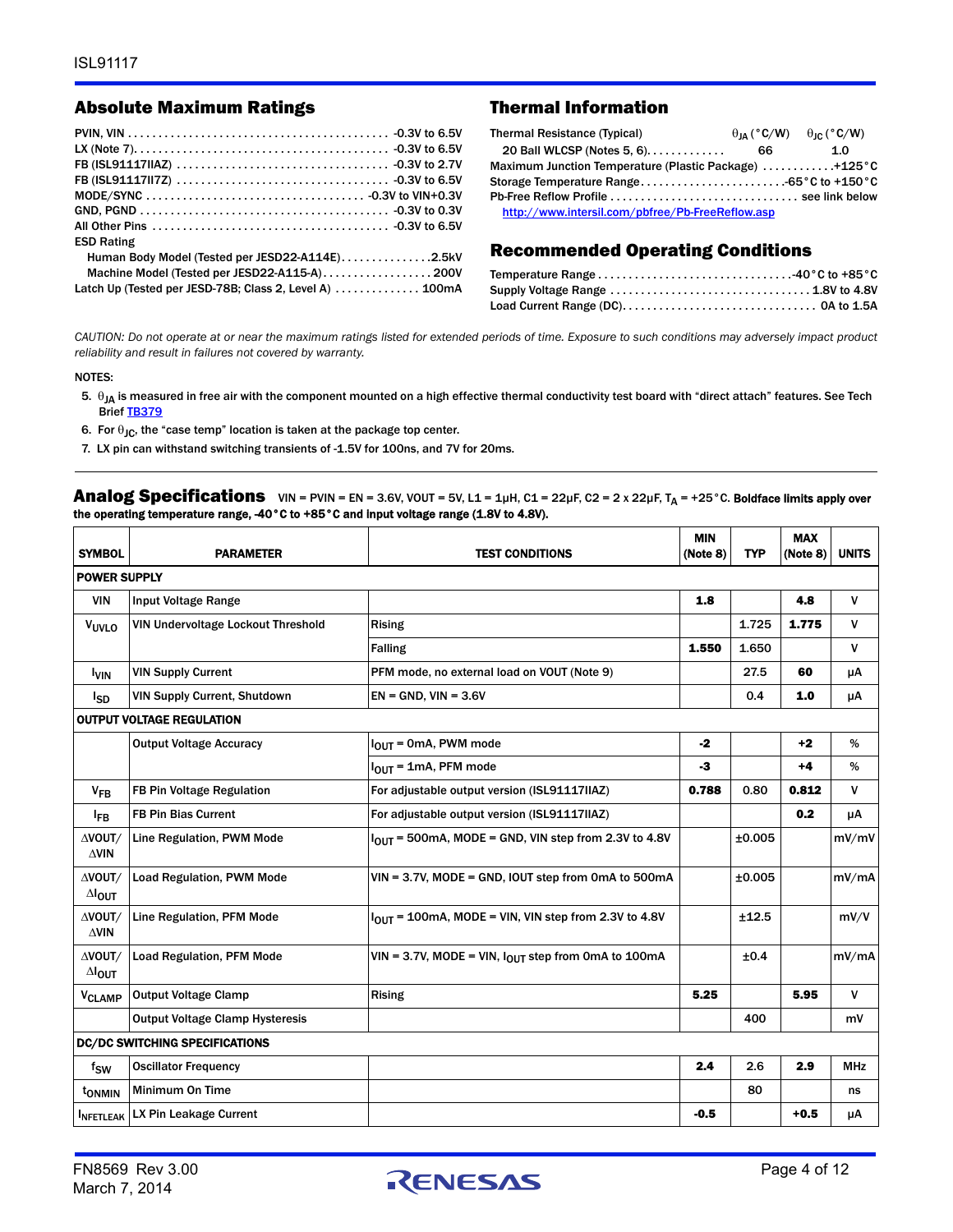## Absolute Maximum Ratings

PVIN, VIN . . . . . . . . . . . . . . . . . . . . . . . . . . . . . . . . . . . . . . . . . . . -0.3V to 6.5V
LX (Note 7). . . . . . . . . . . . . . . . . . . . . . . . . . . . . . . . . . . . . . . . . . . -0.3V to 6.5V
FB (ISL91117IIAZ) . . . . . . . . . . . . . . . . . . . . . . . . . . . . . . . . . . . . -0.3V to 2.7V
FB (ISL91117II7Z) . . . . . . . . . . . . . . . . . . . . . . . . . . . . . . . . . . . . -0.3V to 6.5V
MODE/SYNC . . . . . . . . . . . . . . . . . . . . . . . . . . . . . . . . . . . . -0.3V to VIN+0.3V
GND, PGND . . . . . . . . . . . . . . . . . . . . . . . . . . . . . . . . . . . . . . . . . -0.3V to 0.3V
All Other Pins . . . . . . . . . . . . . . . . . . . . . . . . . . . . . . . . . . . . . . . -0.3V to 6.5V
ESD Rating
  Human Body Model (Tested per JESD22-A114E). . . . . . . . . . . . . . .2.5kV
  Machine Model (Tested per JESD22-A115-A). . . . . . . . . . . . . . . . . . 200V
Latch Up (Tested per JESD-78B; Class 2, Level A) . . . . . . . . . . . . . . 100mA

## Thermal Information

| Thermal Resistance (Typical) | $\theta_{JA}$ (°C/W) | $\theta_{JC}$ (°C/W) |
|---|---|---|
| 20 Ball WLCSP (Notes 5, 6). | 66 | 1.0 |

Maximum Junction Temperature (Plastic Package) . . . . . . . . . . . .+125°C
Storage Temperature Range. . . . . . . . . . . . . . . . . . . . . . . . -65°C to +150°C
Pb-Free Reflow Profile . . . . . . . . . . . . . . . . . . . . . . . . . . . . . . . see link below
http://www.intersil.com/pbfree/Pb-FreeReflow.asp

## Recommended Operating Conditions

Temperature Range . . . . . . . . . . . . . . . . . . . . . . . . . . . . . . . . -40°C to +85°C
Supply Voltage Range . . . . . . . . . . . . . . . . . . . . . . . . . . . . . . . . . 1.8V to 4.8V
Load Current Range (DC). . . . . . . . . . . . . . . . . . . . . . . . . . . . . . . . 0A to 1.5A

*CAUTION: Do not operate at or near the maximum ratings listed for extended periods of time. Exposure to such conditions may adversely impact product reliability and result in failures not covered by warranty.*

NOTES:

5. $\theta_{JA}$ is measured in free air with the component mounted on a high effective thermal conductivity test board with "direct attach" features. See Tech Brief TB379
6. For $\theta_{JC}$, the "case temp" location is taken at the package top center.
7. LX pin can withstand switching transients of -1.5V for 100ns, and 7V for 20ms.

## Analog Specifications

VIN = PVIN = EN = 3.6V, VOUT = 5V, L1 = 1µH, C1 = 22µF, C2 = 2 x 22µF, $T_A$ = +25°C. **Boldface limits apply over the operating temperature range, -40°C to +85°C and input voltage range (1.8V to 4.8V).**

| SYMBOL | PARAMETER | TEST CONDITIONS | MIN (Note 8) | TYP | MAX (Note 8) | UNITS |
|---|---|---|---|---|---|---|
| **POWER SUPPLY** | | | | | | |
| VIN | Input Voltage Range | | **1.8** | | **4.8** | V |
| $V_{UVLO}$ | VIN Undervoltage Lockout Threshold | Rising | | 1.725 | **1.775** | V |
| | | Falling | **1.550** | 1.650 | | V |
| $I_{VIN}$ | VIN Supply Current | PFM mode, no external load on VOUT (Note 9) | | 27.5 | **60** | µA |
| $I_{SD}$ | VIN Supply Current, Shutdown | EN = GND, VIN = 3.6V | | 0.4 | **1.0** | µA |
| **OUTPUT VOLTAGE REGULATION** | | | | | | |
| | Output Voltage Accuracy | $I_{OUT}$ = 0mA, PWM mode | **-2** | | **+2** | % |
| | | $I_{OUT}$ = 1mA, PFM mode | **-3** | | **+4** | % |
| $V_{FB}$ | FB Pin Voltage Regulation | For adjustable output version (ISL91117IIAZ) | **0.788** | 0.80 | **0.812** | V |
| $I_{FB}$ | FB Pin Bias Current | For adjustable output version (ISL91117IIAZ) | | | **0.2** | µA |
| ΔVOUT/ΔVIN | Line Regulation, PWM Mode | $I_{OUT}$ = 500mA, MODE = GND, VIN step from 2.3V to 4.8V | | ±0.005 | | mV/mV |
| ΔVOUT/$\Delta I_{OUT}$ | Load Regulation, PWM Mode | VIN = 3.7V, MODE = GND, IOUT step from 0mA to 500mA | | ±0.005 | | mV/mA |
| ΔVOUT/ΔVIN | Line Regulation, PFM Mode | $I_{OUT}$ = 100mA, MODE = VIN, VIN step from 2.3V to 4.8V | | ±12.5 | | mV/V |
| ΔVOUT/$\Delta I_{OUT}$ | Load Regulation, PFM Mode | VIN = 3.7V, MODE = VIN, $I_{OUT}$ step from 0mA to 100mA | | ±0.4 | | mV/mA |
| $V_{CLAMP}$ | Output Voltage Clamp | Rising | **5.25** | | **5.95** | V |
| | Output Voltage Clamp Hysteresis | | | 400 | | mV |
| **DC/DC SWITCHING SPECIFICATIONS** | | | | | | |
| $f_{SW}$ | Oscillator Frequency | | **2.4** | 2.6 | **2.9** | MHz |
| $t_{ONMIN}$ | Minimum On Time | | | 80 | | ns |
| $I_{NFETLEAK}$ | LX Pin Leakage Current | | **-0.5** | | **+0.5** | µA |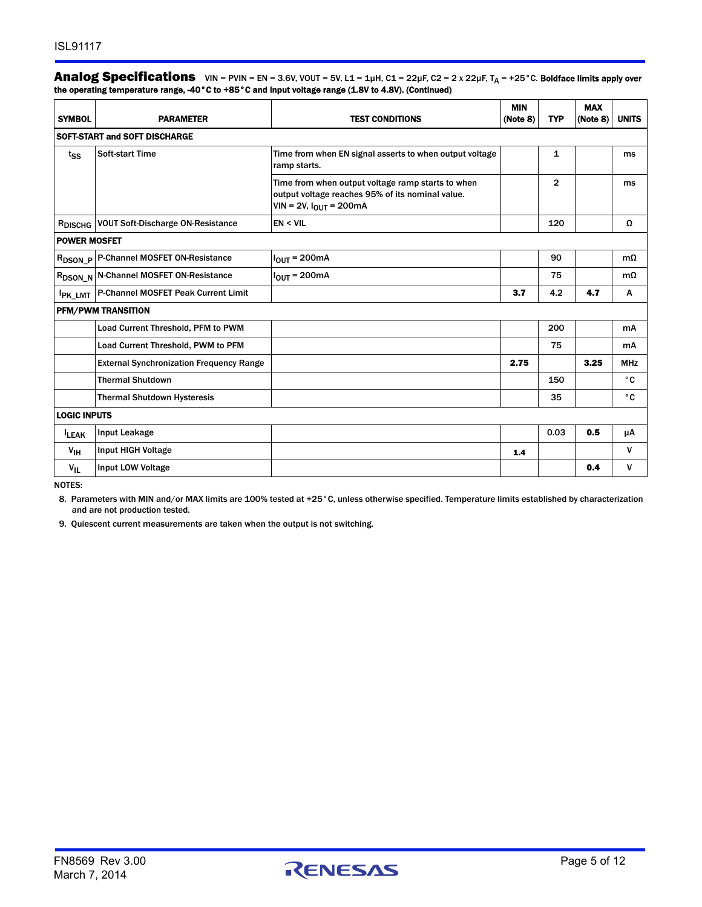## Analog Specifications

VIN = PVIN = EN = 3.6V, VOUT = 5V, L1 = 1µH, C1 = 22µF, C2 = 2 x 22µF, $T_A$ = +25°C. **Boldface limits apply over the operating temperature range, -40°C to +85°C and input voltage range (1.8V to 4.8V). (Continued)**

| SYMBOL | PARAMETER | TEST CONDITIONS | MIN (Note 8) | TYP | MAX (Note 8) | UNITS |
|---|---|---|---|---|---|---|
| **SOFT-START and SOFT DISCHARGE** | | | | | | |
| $t_{SS}$ | Soft-start Time | Time from when EN signal asserts to when output voltage ramp starts. | | 1 | | ms |
| | | Time from when output voltage ramp starts to when output voltage reaches 95% of its nominal value. VIN = 2V, $I_{OUT}$ = 200mA | | 2 | | ms |
| $R_{DISCHG}$ | VOUT Soft-Discharge ON-Resistance | EN < VIL | | 120 | | Ω |
| **POWER MOSFET** | | | | | | |
| $R_{DSON\_P}$ | P-Channel MOSFET ON-Resistance | $I_{OUT}$ = 200mA | | 90 | | mΩ |
| $R_{DSON\_N}$ | N-Channel MOSFET ON-Resistance | $I_{OUT}$ = 200mA | | 75 | | mΩ |
| $I_{PK\_LMT}$ | P-Channel MOSFET Peak Current Limit | | **3.7** | 4.2 | **4.7** | A |
| **PFM/PWM TRANSITION** | | | | | | |
| | Load Current Threshold, PFM to PWM | | | 200 | | mA |
| | Load Current Threshold, PWM to PFM | | | 75 | | mA |
| | External Synchronization Frequency Range | | **2.75** | | **3.25** | MHz |
| | Thermal Shutdown | | | 150 | | °C |
| | Thermal Shutdown Hysteresis | | | 35 | | °C |
| **LOGIC INPUTS** | | | | | | |
| $I_{LEAK}$ | Input Leakage | | | 0.03 | **0.5** | µA |
| $V_{IH}$ | Input HIGH Voltage | | **1.4** | | | V |
| $V_{IL}$ | Input LOW Voltage | | | | **0.4** | V |

NOTES:

8. Parameters with MIN and/or MAX limits are 100% tested at +25°C, unless otherwise specified. Temperature limits established by characterization and are not production tested.
9. Quiescent current measurements are taken when the output is not switching.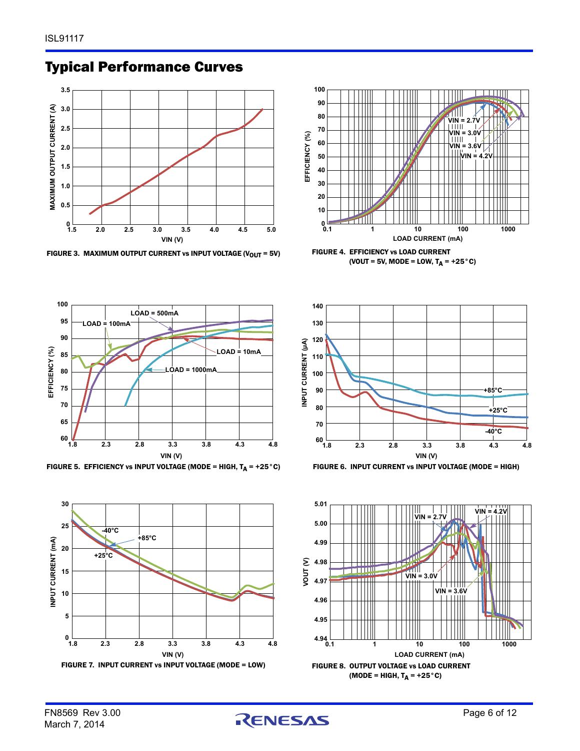## Typical Performance Curves

FIGURE 3. MAXIMUM OUTPUT CURRENT vs INPUT VOLTAGE ($V_{OUT}$ = 5V)

FIGURE 4. EFFICIENCY vs LOAD CURRENT (VOUT = 5V, MODE = LOW, $T_A$ = +25°C)

FIGURE 5. EFFICIENCY vs INPUT VOLTAGE (MODE = HIGH, $T_A$ = +25°C)

FIGURE 6. INPUT CURRENT vs INPUT VOLTAGE (MODE = HIGH)

FIGURE 7. INPUT CURRENT vs INPUT VOLTAGE (MODE = LOW)

FIGURE 8. OUTPUT VOLTAGE vs LOAD CURRENT (MODE = HIGH, $T_A$ = +25°C)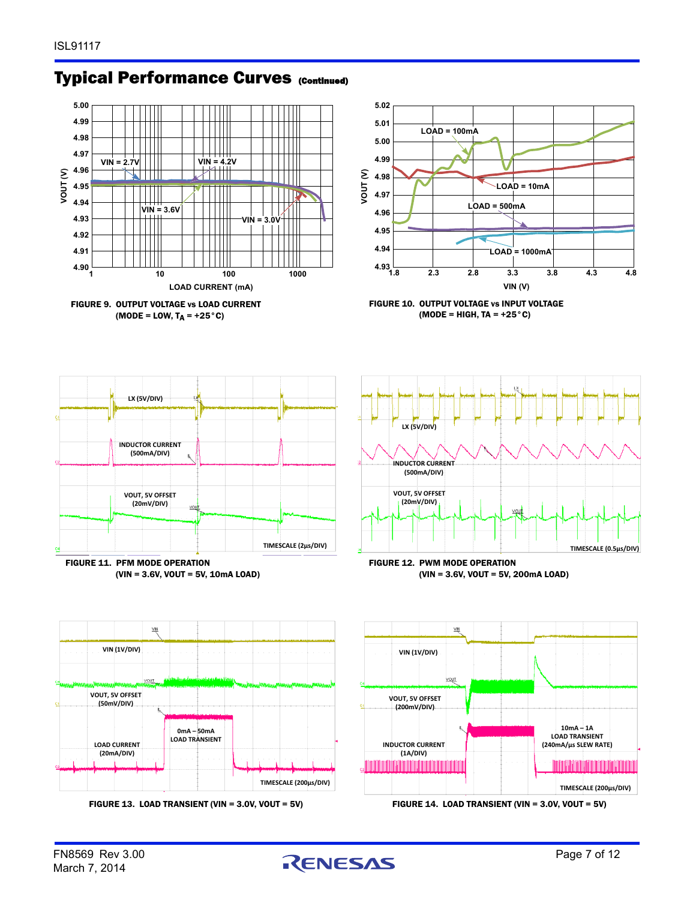# Typical Performance Curves (Continued)

FIGURE 9. OUTPUT VOLTAGE vs LOAD CURRENT (MODE = LOW, $T_A$ = +25°C)

FIGURE 10. OUTPUT VOLTAGE vs INPUT VOLTAGE (MODE = HIGH, TA = +25°C)

FIGURE 11. PFM MODE OPERATION (VIN = 3.6V, VOUT = 5V, 10mA LOAD)

FIGURE 12. PWM MODE OPERATION (VIN = 3.6V, VOUT = 5V, 200mA LOAD)

FIGURE 13. LOAD TRANSIENT (VIN = 3.0V, VOUT = 5V)

FIGURE 14. LOAD TRANSIENT (VIN = 3.0V, VOUT = 5V)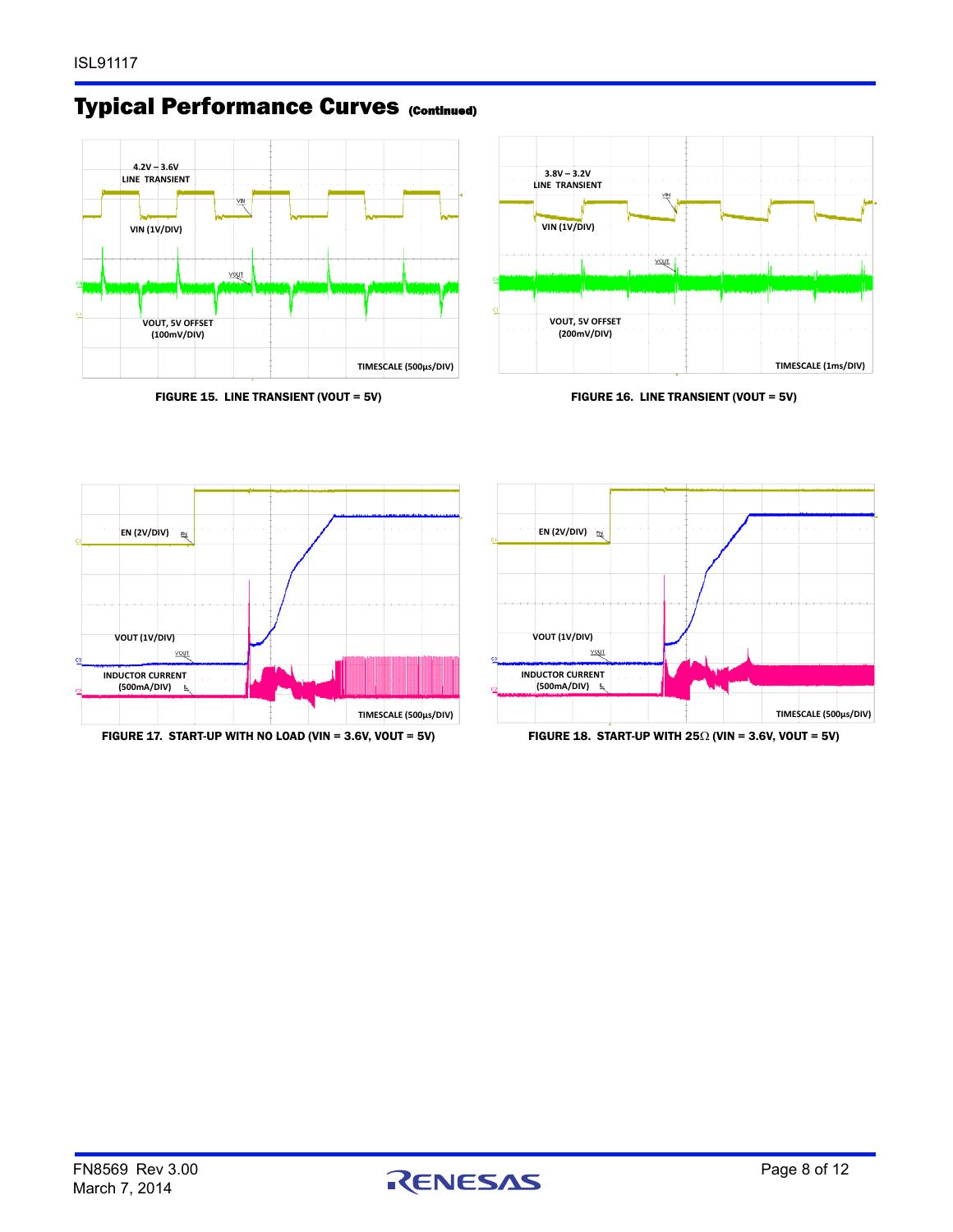## Typical Performance Curves (Continued)

FIGURE 15. LINE TRANSIENT (VOUT = 5V)

FIGURE 16. LINE TRANSIENT (VOUT = 5V)

FIGURE 17. START-UP WITH NO LOAD (VIN = 3.6V, VOUT = 5V)

FIGURE 18. START-UP WITH 25Ω (VIN = 3.6V, VOUT = 5V)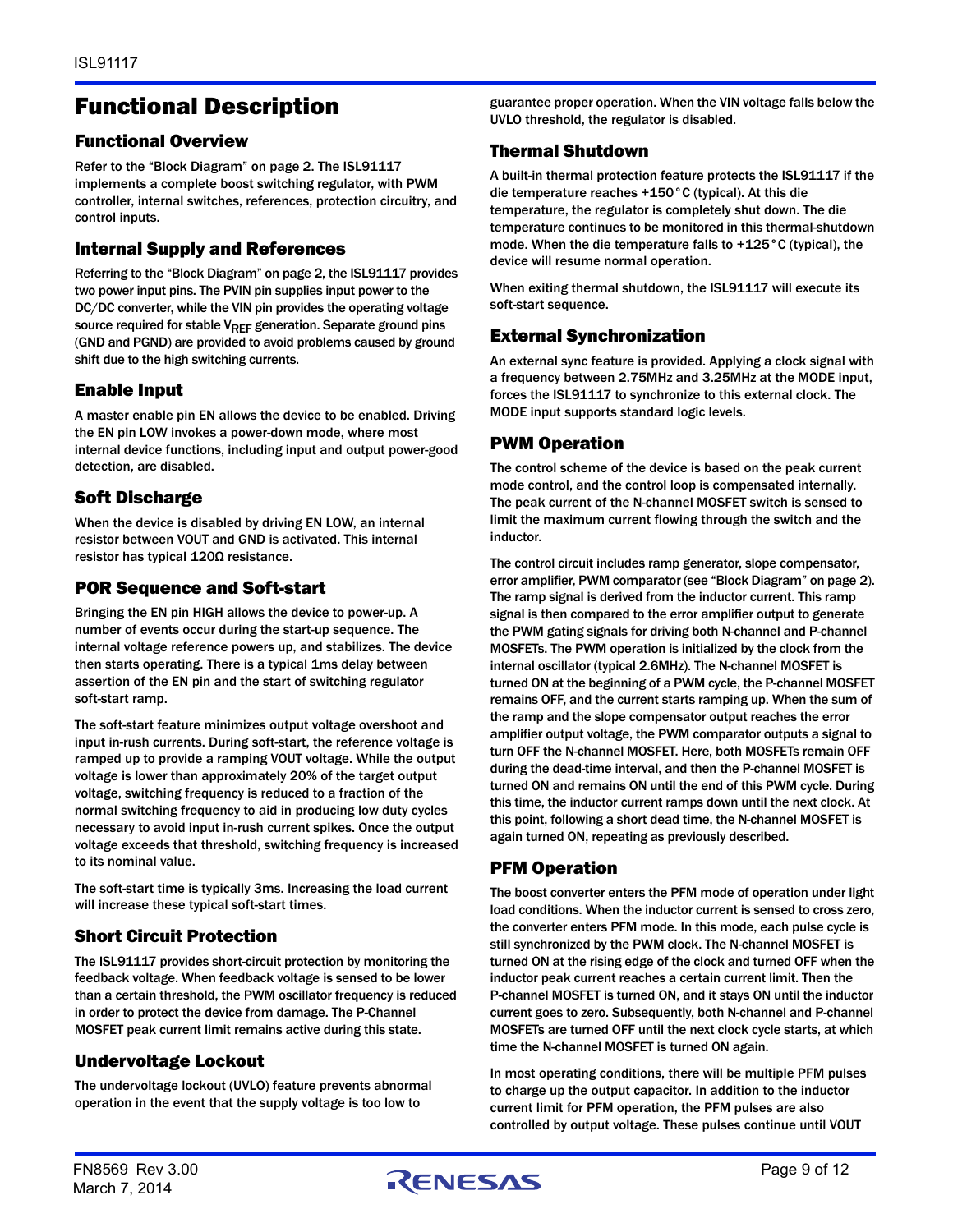# Functional Description

## Functional Overview

Refer to the "Block Diagram" on page 2. The ISL91117 implements a complete boost switching regulator, with PWM controller, internal switches, references, protection circuitry, and control inputs.

## Internal Supply and References

Referring to the "Block Diagram" on page 2, the ISL91117 provides two power input pins. The PVIN pin supplies input power to the DC/DC converter, while the VIN pin provides the operating voltage source required for stable $V_{REF}$ generation. Separate ground pins (GND and PGND) are provided to avoid problems caused by ground shift due to the high switching currents.

## Enable Input

A master enable pin EN allows the device to be enabled. Driving the EN pin LOW invokes a power-down mode, where most internal device functions, including input and output power-good detection, are disabled.

## Soft Discharge

When the device is disabled by driving EN LOW, an internal resistor between VOUT and GND is activated. This internal resistor has typical 120Ω resistance.

## POR Sequence and Soft-start

Bringing the EN pin HIGH allows the device to power-up. A number of events occur during the start-up sequence. The internal voltage reference powers up, and stabilizes. The device then starts operating. There is a typical 1ms delay between assertion of the EN pin and the start of switching regulator soft-start ramp.

The soft-start feature minimizes output voltage overshoot and input in-rush currents. During soft-start, the reference voltage is ramped up to provide a ramping VOUT voltage. While the output voltage is lower than approximately 20% of the target output voltage, switching frequency is reduced to a fraction of the normal switching frequency to aid in producing low duty cycles necessary to avoid input in-rush current spikes. Once the output voltage exceeds that threshold, switching frequency is increased to its nominal value.

The soft-start time is typically 3ms. Increasing the load current will increase these typical soft-start times.

## Short Circuit Protection

The ISL91117 provides short-circuit protection by monitoring the feedback voltage. When feedback voltage is sensed to be lower than a certain threshold, the PWM oscillator frequency is reduced in order to protect the device from damage. The P-Channel MOSFET peak current limit remains active during this state.

## Undervoltage Lockout

The undervoltage lockout (UVLO) feature prevents abnormal operation in the event that the supply voltage is too low to guarantee proper operation. When the VIN voltage falls below the UVLO threshold, the regulator is disabled.

## Thermal Shutdown

A built-in thermal protection feature protects the ISL91117 if the die temperature reaches +150°C (typical). At this die temperature, the regulator is completely shut down. The die temperature continues to be monitored in this thermal-shutdown mode. When the die temperature falls to +125°C (typical), the device will resume normal operation.

When exiting thermal shutdown, the ISL91117 will execute its soft-start sequence.

## External Synchronization

An external sync feature is provided. Applying a clock signal with a frequency between 2.75MHz and 3.25MHz at the MODE input, forces the ISL91117 to synchronize to this external clock. The MODE input supports standard logic levels.

## PWM Operation

The control scheme of the device is based on the peak current mode control, and the control loop is compensated internally. The peak current of the N-channel MOSFET switch is sensed to limit the maximum current flowing through the switch and the inductor.

The control circuit includes ramp generator, slope compensator, error amplifier, PWM comparator (see "Block Diagram" on page 2). The ramp signal is derived from the inductor current. This ramp signal is then compared to the error amplifier output to generate the PWM gating signals for driving both N-channel and P-channel MOSFETs. The PWM operation is initialized by the clock from the internal oscillator (typical 2.6MHz). The N-channel MOSFET is turned ON at the beginning of a PWM cycle, the P-channel MOSFET remains OFF, and the current starts ramping up. When the sum of the ramp and the slope compensator output reaches the error amplifier output voltage, the PWM comparator outputs a signal to turn OFF the N-channel MOSFET. Here, both MOSFETs remain OFF during the dead-time interval, and then the P-channel MOSFET is turned ON and remains ON until the end of this PWM cycle. During this time, the inductor current ramps down until the next clock. At this point, following a short dead time, the N-channel MOSFET is again turned ON, repeating as previously described.

## PFM Operation

The boost converter enters the PFM mode of operation under light load conditions. When the inductor current is sensed to cross zero, the converter enters PFM mode. In this mode, each pulse cycle is still synchronized by the PWM clock. The N-channel MOSFET is turned ON at the rising edge of the clock and turned OFF when the inductor peak current reaches a certain current limit. Then the P-channel MOSFET is turned ON, and it stays ON until the inductor current goes to zero. Subsequently, both N-channel and P-channel MOSFETs are turned OFF until the next clock cycle starts, at which time the N-channel MOSFET is turned ON again.

In most operating conditions, there will be multiple PFM pulses to charge up the output capacitor. In addition to the inductor current limit for PFM operation, the PFM pulses are also controlled by output voltage. These pulses continue until VOUT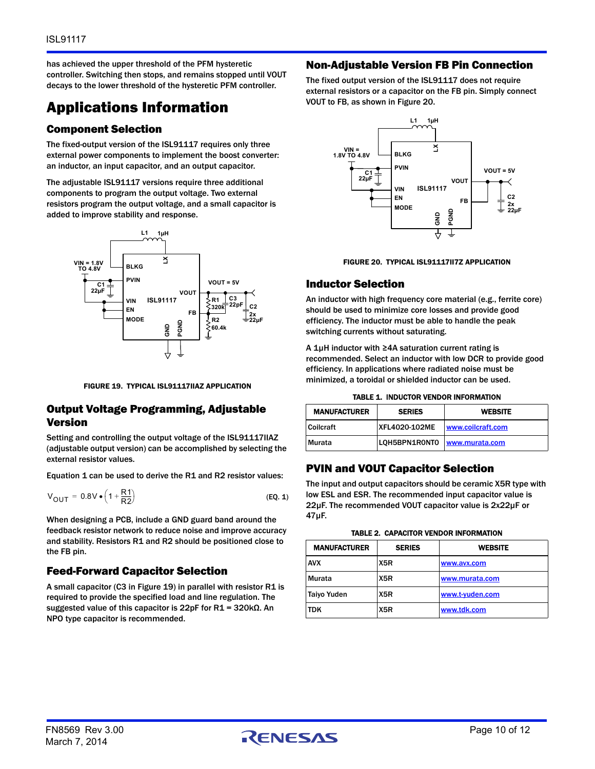has achieved the upper threshold of the PFM hysteretic controller. Switching then stops, and remains stopped until VOUT decays to the lower threshold of the hysteretic PFM controller.

# Applications Information

## Component Selection

The fixed-output version of the ISL91117 requires only three external power components to implement the boost converter: an inductor, an input capacitor, and an output capacitor.

The adjustable ISL91117 versions require three additional components to program the output voltage. Two external resistors program the output voltage, and a small capacitor is added to improve stability and response.

FIGURE 19. TYPICAL ISL91117IIAZ APPLICATION

## Output Voltage Programming, Adjustable Version

Setting and controlling the output voltage of the ISL91117IIAZ (adjustable output version) can be accomplished by selecting the external resistor values.

Equation 1 can be used to derive the R1 and R2 resistor values:

$$V_{OUT} = 0.8V \bullet \left(1 + \frac{R1}{R2}\right) \qquad \text{(EQ. 1)}$$

When designing a PCB, include a GND guard band around the feedback resistor network to reduce noise and improve accuracy and stability. Resistors R1 and R2 should be positioned close to the FB pin.

## Feed-Forward Capacitor Selection

A small capacitor (C3 in Figure 19) in parallel with resistor R1 is required to provide the specified load and line regulation. The suggested value of this capacitor is 22pF for R1 = 320kΩ. An NPO type capacitor is recommended.

## Non-Adjustable Version FB Pin Connection

The fixed output version of the ISL91117 does not require external resistors or a capacitor on the FB pin. Simply connect VOUT to FB, as shown in Figure 20.

FIGURE 20. TYPICAL ISL91117II7Z APPLICATION

## Inductor Selection

An inductor with high frequency core material (e.g., ferrite core) should be used to minimize core losses and provide good efficiency. The inductor must be able to handle the peak switching currents without saturating.

A 1µH inductor with ≥4A saturation current rating is recommended. Select an inductor with low DCR to provide good efficiency. In applications where radiated noise must be minimized, a toroidal or shielded inductor can be used.

TABLE 1. INDUCTOR VENDOR INFORMATION

| MANUFACTURER | SERIES | WEBSITE |
|---|---|---|
| Coilcraft | XFL4020-102ME | www.coilcraft.com |
| Murata | LQH5BPN1R0NT0 | www.murata.com |

## PVIN and VOUT Capacitor Selection

The input and output capacitors should be ceramic X5R type with low ESL and ESR. The recommended input capacitor value is 22µF. The recommended VOUT capacitor value is 2x22µF or 47µF.

TABLE 2. CAPACITOR VENDOR INFORMATION

| MANUFACTURER | SERIES | WEBSITE |
|---|---|---|
| AVX | X5R | www.avx.com |
| Murata | X5R | www.murata.com |
| Taiyo Yuden | X5R | www.t-yuden.com |
| TDK | X5R | www.tdk.com |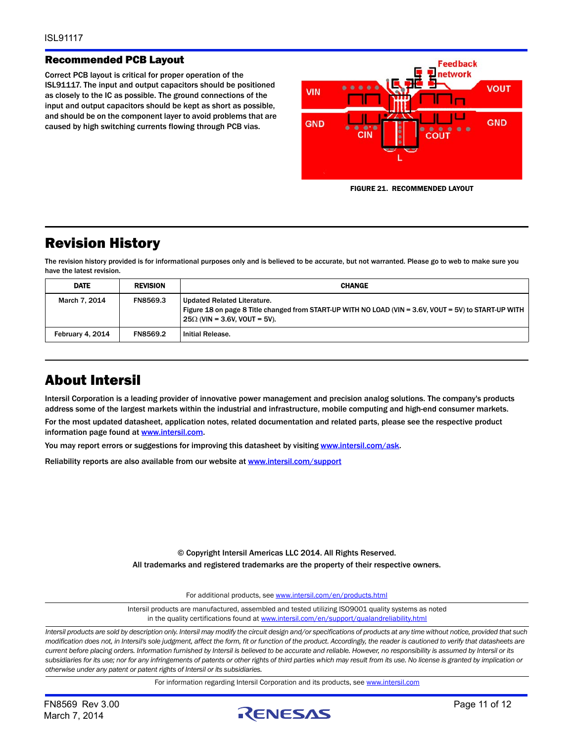## Recommended PCB Layout

Correct PCB layout is critical for proper operation of the ISL91117. The input and output capacitors should be positioned as closely to the IC as possible. The ground connections of the input and output capacitors should be kept as short as possible, and should be on the component layer to avoid problems that are caused by high switching currents flowing through PCB vias.

**FIGURE 21. RECOMMENDED LAYOUT**

# Revision History

The revision history provided is for informational purposes only and is believed to be accurate, but not warranted. Please go to web to make sure you have the latest revision.

| DATE | REVISION | CHANGE |
|---|---|---|
| March 7, 2014 | FN8569.3 | Updated Related Literature. Figure 18 on page 8 Title changed from START-UP WITH NO LOAD (VIN = 3.6V, VOUT = 5V) to START-UP WITH 25Ω (VIN = 3.6V, VOUT = 5V). |
| February 4, 2014 | FN8569.2 | Initial Release. |

# About Intersil

Intersil Corporation is a leading provider of innovative power management and precision analog solutions. The company's products address some of the largest markets within the industrial and infrastructure, mobile computing and high-end consumer markets.

For the most updated datasheet, application notes, related documentation and related parts, please see the respective product information page found at www.intersil.com.

You may report errors or suggestions for improving this datasheet by visiting www.intersil.com/ask.

Reliability reports are also available from our website at www.intersil.com/support

© Copyright Intersil Americas LLC 2014. All Rights Reserved.
All trademarks and registered trademarks are the property of their respective owners.

For additional products, see www.intersil.com/en/products.html

Intersil products are manufactured, assembled and tested utilizing ISO9001 quality systems as noted in the quality certifications found at www.intersil.com/en/support/qualandreliability.html

*Intersil products are sold by description only. Intersil may modify the circuit design and/or specifications of products at any time without notice, provided that such modification does not, in Intersil's sole judgment, affect the form, fit or function of the product. Accordingly, the reader is cautioned to verify that datasheets are current before placing orders. Information furnished by Intersil is believed to be accurate and reliable. However, no responsibility is assumed by Intersil or its subsidiaries for its use; nor for any infringements of patents or other rights of third parties which may result from its use. No license is granted by implication or otherwise under any patent or patent rights of Intersil or its subsidiaries.*

For information regarding Intersil Corporation and its products, see www.intersil.com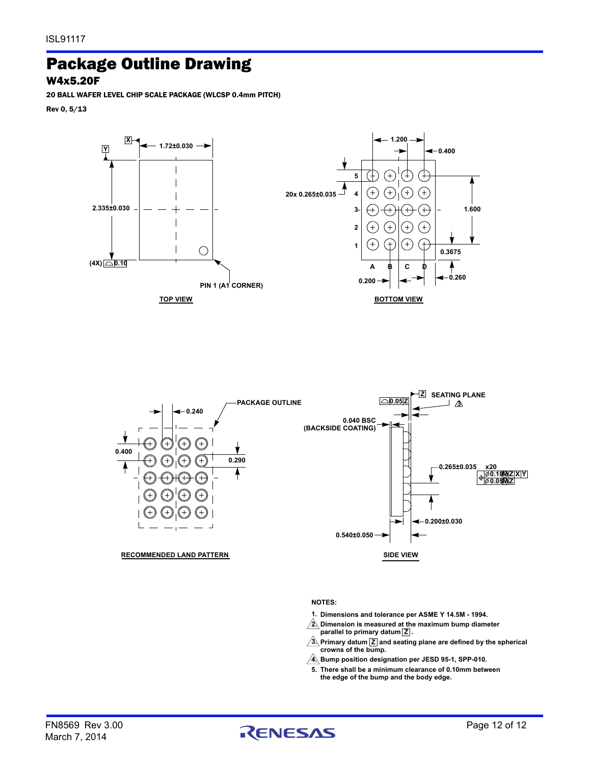# Package Outline Drawing

## W4x5.20F

**20 BALL WAFER LEVEL CHIP SCALE PACKAGE (WLCSP 0.4mm PITCH)**

**Rev 0, 5/13**

X
Y
1.72±0.030
2.335±0.030
(4X) 0.10
PIN 1 (A1 CORNER)
TOP VIEW

1.200
0.400
5
4
3
2
1
20x 0.265±0.035
1.600
0.3675
A B C D
0.200
0.260
BOTTOM VIEW

0.240
PACKAGE OUTLINE
0.400
0.290
RECOMMENDED LAND PATTERN

Z SEATING PLANE 3
0.05 Z
0.040 BSC
(BACKSIDE COATING)
0.265±0.035 x20
Ø0.10 M Z X Y
Ø0.05 M Z
0.200±0.030
0.540±0.050
SIDE VIEW

**NOTES:**

1. Dimensions and tolerance per ASME Y 14.5M - 1994.
2. Dimension is measured at the maximum bump diameter parallel to primary datum Z .
3. Primary datum Z and seating plane are defined by the spherical crowns of the bump.
4. Bump position designation per JESD 95-1, SPP-010.
5. There shall be a minimum clearance of 0.10mm between the edge of the bump and the body edge.